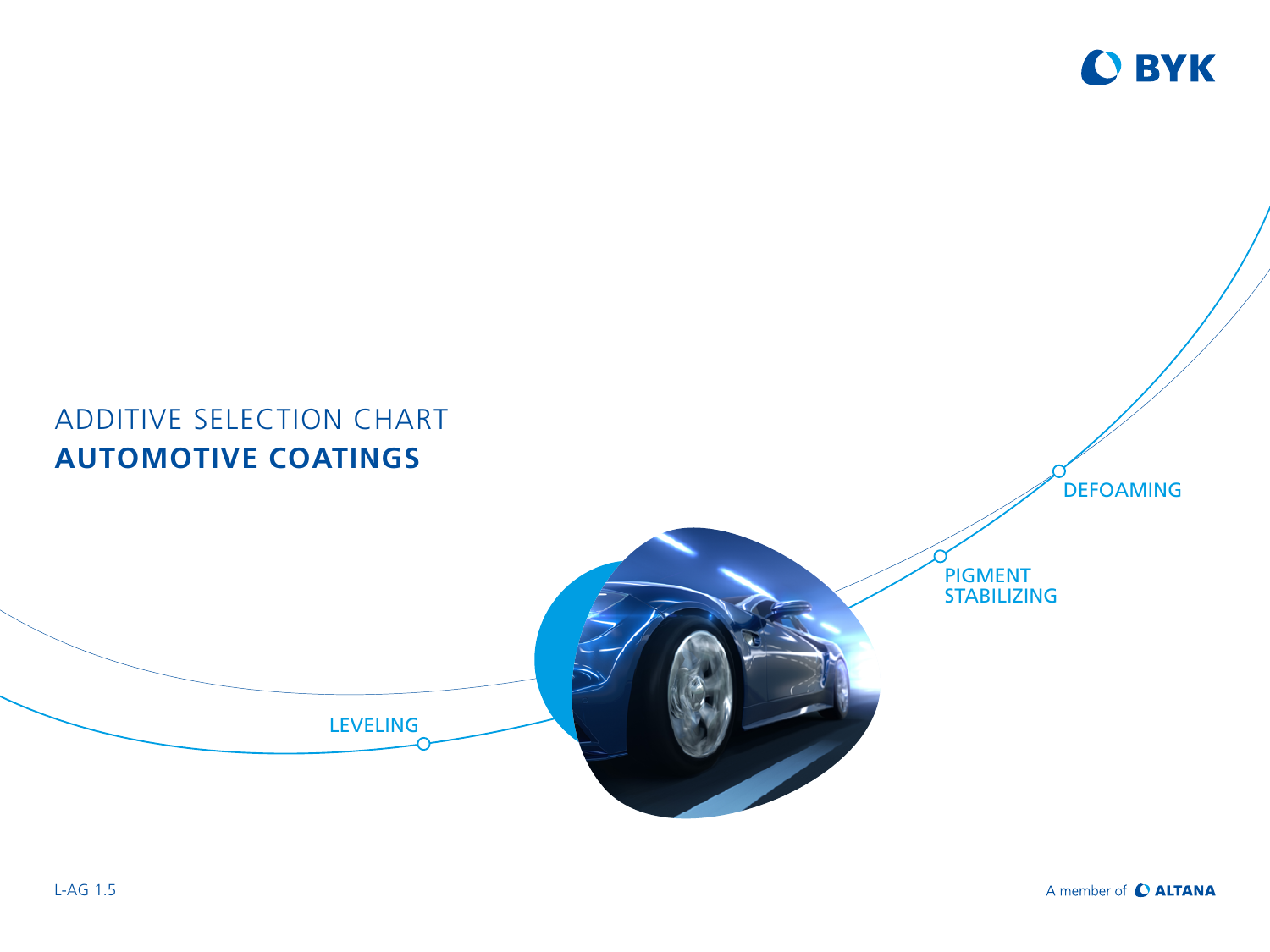BYK

# ADDITIVE SELECTION CHART
# **AUTOMOTIVE COATINGS**

DEFOAMING

PIGMENT STABILIZING

LEVELING

L-AG 1.5

A member of ALTANA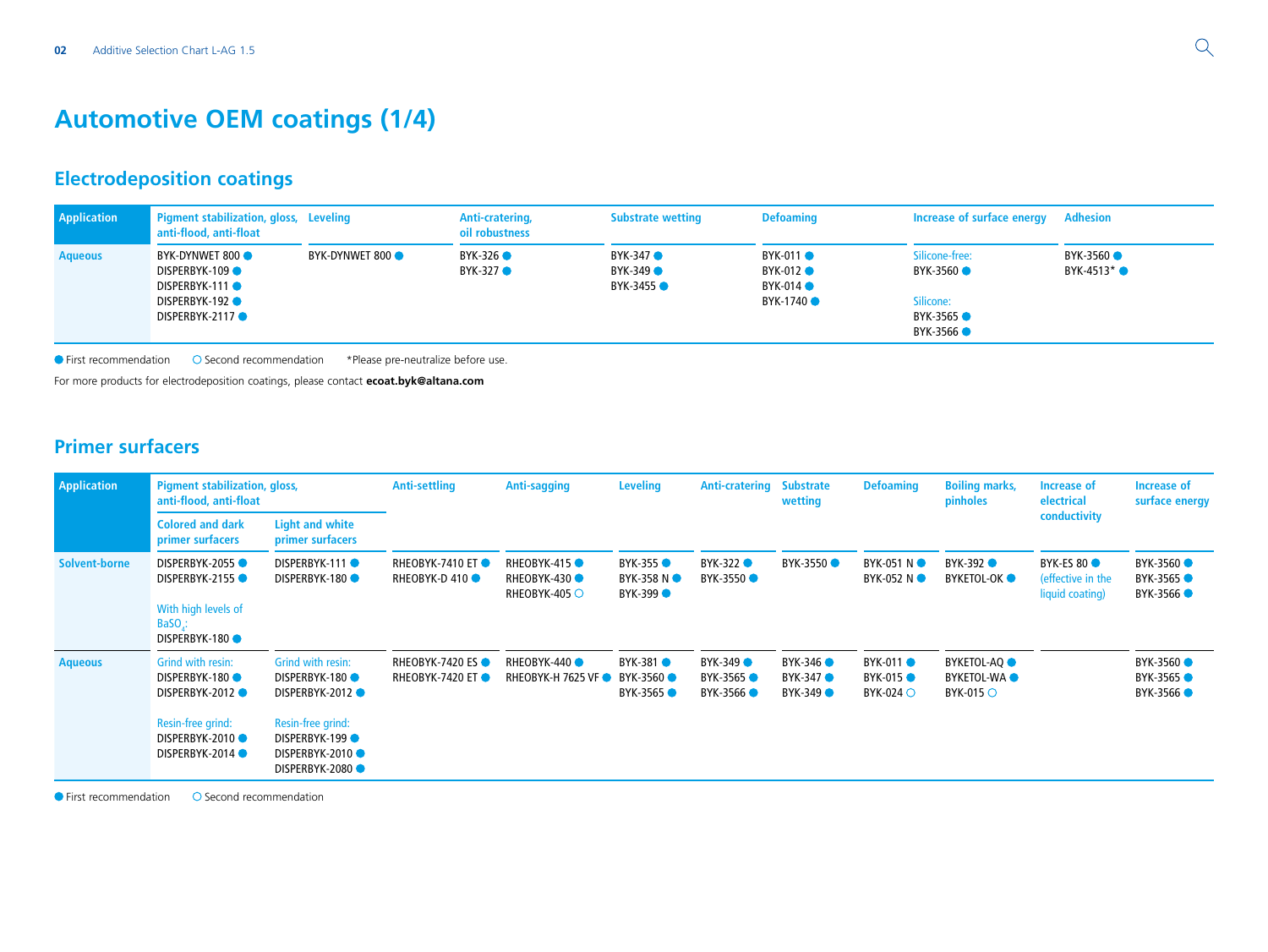# Automotive OEM coatings (1/4)

## Electrodeposition coatings

| Application | Pigment stabilization, gloss, anti-flood, anti-float | Leveling | Anti-cratering, oil robustness | Substrate wetting | Defoaming | Increase of surface energy | Adhesion |
|---|---|---|---|---|---|---|---|
| Aqueous | BYK-DYNWET 800 ●<br>DISPERBYK-109 ●<br>DISPERBYK-111 ●<br>DISPERBYK-192 ●<br>DISPERBYK-2117 ● | BYK-DYNWET 800 ● | BYK-326 ●<br>BYK-327 ● | BYK-347 ●<br>BYK-349 ●<br>BYK-3455 ● | BYK-011 ●<br>BYK-012 ●<br>BYK-014 ●<br>BYK-1740 ● | Silicone-free:<br>BYK-3560 ●<br><br>Silicone:<br>BYK-3565 ●<br>BYK-3566 ● | BYK-3560 ●<br>BYK-4513* ● |

● First recommendation ○ Second recommendation *Please pre-neutralize before use.

For more products for electrodeposition coatings, please contact **ecoat.byk@altana.com**

## Primer surfacers

| Application | Pigment stabilization, gloss, anti-flood, anti-float | | Anti-settling | Anti-sagging | Leveling | Anti-cratering | Substrate wetting | Defoaming | Boiling marks, pinholes | Increase of electrical conductivity | Increase of surface energy |
|---|---|---|---|---|---|---|---|---|---|---|---|
| | Colored and dark primer surfacers | Light and white primer surfacers | | | | | | | | | |
| Solvent-borne | DISPERBYK-2055 ●<br>DISPERBYK-2155 ●<br><br>With high levels of $BaSO_4$:<br>DISPERBYK-180 ● | DISPERBYK-111 ●<br>DISPERBYK-180 ● | RHEOBYK-7410 ET ●<br>RHEOBYK-D 410 ● | RHEOBYK-415 ●<br>RHEOBYK-430 ●<br>RHEOBYK-405 ○ | BYK-355 ●<br>BYK-358 N ●<br>BYK-399 ● | BYK-322 ●<br>BYK-3550 ● | BYK-3550 ● | BYK-051 N ●<br>BYK-052 N ● | BYK-392 ●<br>BYKETOL-OK ● | BYK-ES 80 ●<br>(effective in the liquid coating) | BYK-3560 ●<br>BYK-3565 ●<br>BYK-3566 ● |
| Aqueous | Grind with resin:<br>DISPERBYK-180 ●<br>DISPERBYK-2012 ●<br><br>Resin-free grind:<br>DISPERBYK-2010 ●<br>DISPERBYK-2014 ● | Grind with resin:<br>DISPERBYK-180 ●<br>DISPERBYK-2012 ●<br><br>Resin-free grind:<br>DISPERBYK-199 ●<br>DISPERBYK-2010 ●<br>DISPERBYK-2080 ● | RHEOBYK-7420 ES ●<br>RHEOBYK-7420 ET ● | RHEOBYK-440 ●<br>RHEOBYK-H 7625 VF ● | BYK-381 ●<br>BYK-3560 ●<br>BYK-3565 ● | BYK-349 ●<br>BYK-3565 ●<br>BYK-3566 ● | BYK-346 ●<br>BYK-347 ●<br>BYK-349 ● | BYK-011 ●<br>BYK-015 ●<br>BYK-024 ○ | BYKETOL-AQ ●<br>BYKETOL-WA ●<br>BYK-015 ○ | | BYK-3560 ●<br>BYK-3565 ●<br>BYK-3566 ● |

● First recommendation ○ Second recommendation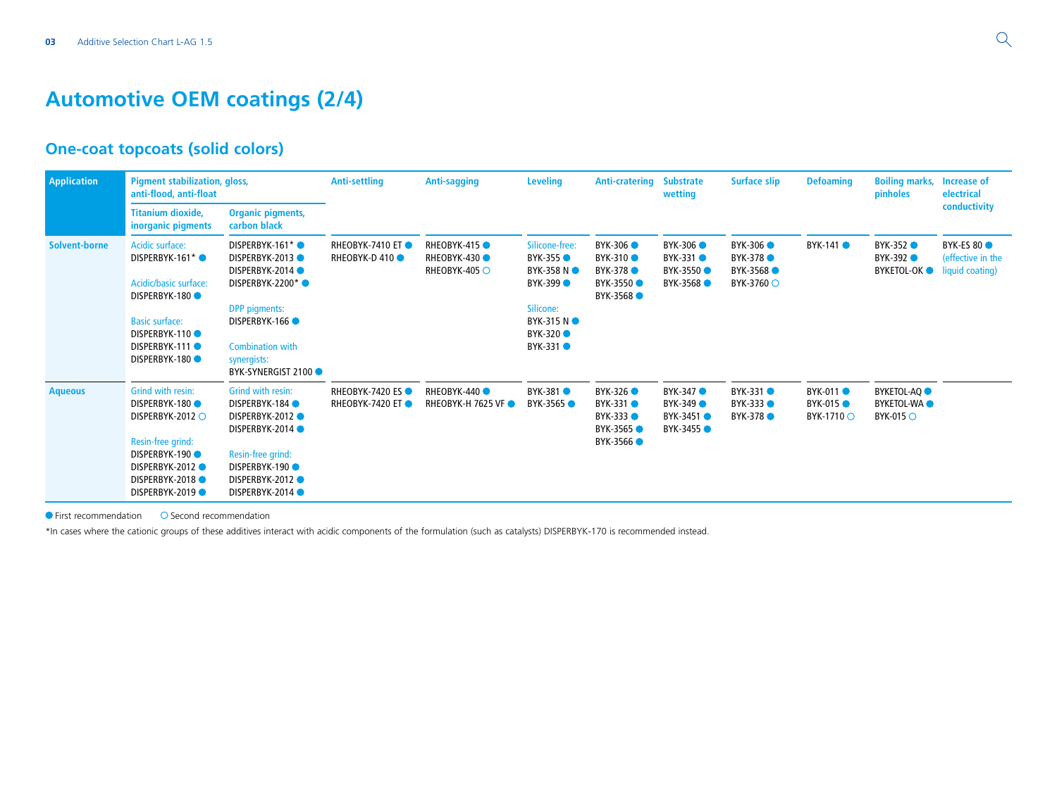# Automotive OEM coatings (2/4)

## One-coat topcoats (solid colors)

| Application | Pigment stabilization, gloss, anti-flood, anti-float | | Anti-settling | Anti-sagging | Leveling | Anti-cratering | Substrate wetting | Surface slip | Defoaming | Boiling marks, pinholes | Increase of electrical conductivity |
|---|---|---|---|---|---|---|---|---|---|---|---|
| | Titanium dioxide, inorganic pigments | Organic pigments, carbon black | | | | | | | | | |
| **Solvent-borne** | Acidic surface:<br>DISPERBYK-161* ●<br><br>Acidic/basic surface:<br>DISPERBYK-180 ●<br><br>Basic surface:<br>DISPERBYK-110 ●<br>DISPERBYK-111 ●<br>DISPERBYK-180 ● | DISPERBYK-161* ●<br>DISPERBYK-2013 ●<br>DISPERBYK-2014 ●<br>DISPERBYK-2200* ●<br><br>DPP pigments:<br>DISPERBYK-166 ●<br><br>Combination with synergists:<br>BYK-SYNERGIST 2100 ● | RHEOBYK-7410 ET ●<br>RHEOBYK-D 410 ● | RHEOBYK-415 ●<br>RHEOBYK-430 ●<br>RHEOBYK-405 ○ | Silicone-free:<br>BYK-355 ●<br>BYK-358 N ●<br>BYK-399 ●<br><br>Silicone:<br>BYK-315 N ●<br>BYK-320 ●<br>BYK-331 ● | BYK-306 ●<br>BYK-310 ●<br>BYK-378 ●<br>BYK-3550 ●<br>BYK-3568 ● | BYK-306 ●<br>BYK-331 ●<br>BYK-3550 ●<br>BYK-3568 ● | BYK-306 ●<br>BYK-378 ●<br>BYK-3568 ●<br>BYK-3760 ○ | BYK-141 ● | BYK-352 ●<br>BYK-392 ●<br>BYKETOL-OK ● | BYK-ES 80 ●<br>(effective in the liquid coating) |
| **Aqueous** | Grind with resin:<br>DISPERBYK-180 ●<br>DISPERBYK-2012 ○<br><br>Resin-free grind:<br>DISPERBYK-190 ●<br>DISPERBYK-2012 ●<br>DISPERBYK-2018 ●<br>DISPERBYK-2019 ● | Grind with resin:<br>DISPERBYK-184 ●<br>DISPERBYK-2012 ●<br>DISPERBYK-2014 ●<br><br>Resin-free grind:<br>DISPERBYK-190 ●<br>DISPERBYK-2012 ●<br>DISPERBYK-2014 ● | RHEOBYK-7420 ES ●<br>RHEOBYK-7420 ET ● | RHEOBYK-440 ●<br>RHEOBYK-H 7625 VF ● | BYK-381 ●<br>BYK-3565 ● | BYK-326 ●<br>BYK-331 ●<br>BYK-333 ●<br>BYK-3565 ●<br>BYK-3566 ● | BYK-347 ●<br>BYK-349 ●<br>BYK-3451 ●<br>BYK-3455 ● | BYK-331 ●<br>BYK-333 ●<br>BYK-378 ● | BYK-011 ●<br>BYK-015 ●<br>BYK-1710 ○ | BYKETOL-AQ ●<br>BYKETOL-WA ●<br>BYK-015 ○ | |

● First recommendation ○ Second recommendation

*In cases where the cationic groups of these additives interact with acidic components of the formulation (such as catalysts) DISPERBYK-170 is recommended instead.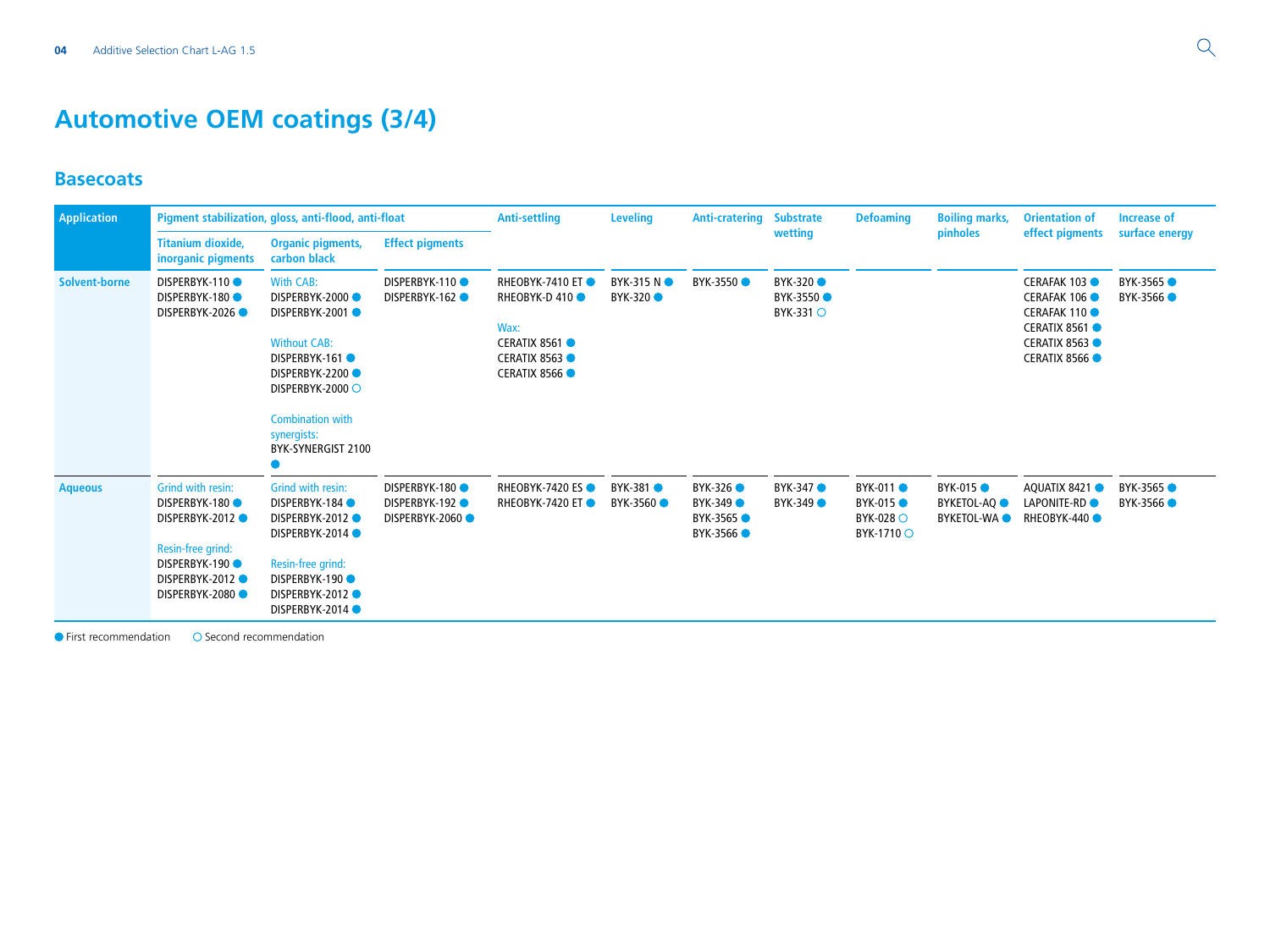# Automotive OEM coatings (3/4)

## Basecoats

| Application | Pigment stabilization, gloss, anti-flood, anti-float | | | Anti-settling | Leveling | Anti-cratering | Substrate wetting | Defoaming | Boiling marks, pinholes | Orientation of effect pigments | Increase of surface energy |
|---|---|---|---|---|---|---|---|---|---|---|---|
| | Titanium dioxide, inorganic pigments | Organic pigments, carbon black | Effect pigments | | | | | | | | |
| **Solvent-borne** | DISPERBYK-110 ●<br>DISPERBYK-180 ●<br>DISPERBYK-2026 ● | With CAB:<br>DISPERBYK-2000 ●<br>DISPERBYK-2001 ●<br><br>Without CAB:<br>DISPERBYK-161 ●<br>DISPERBYK-2200 ●<br>DISPERBYK-2000 ○<br><br>Combination with synergists:<br>BYK-SYNERGIST 2100 ● | DISPERBYK-110 ●<br>DISPERBYK-162 ● | RHEOBYK-7410 ET ●<br>RHEOBYK-D 410 ●<br><br>Wax:<br>CERATIX 8561 ●<br>CERATIX 8563 ●<br>CERATIX 8566 ● | BYK-315 N ●<br>BYK-320 ● | BYK-3550 ● | BYK-320 ●<br>BYK-3550 ●<br>BYK-331 ○ | | | CERAFAK 103 ●<br>CERAFAK 106 ●<br>CERAFAK 110 ●<br>CERATIX 8561 ●<br>CERATIX 8563 ●<br>CERATIX 8566 ● | BYK-3565 ●<br>BYK-3566 ● |
| **Aqueous** | Grind with resin:<br>DISPERBYK-180 ●<br>DISPERBYK-2012 ●<br><br>Resin-free grind:<br>DISPERBYK-190 ●<br>DISPERBYK-2012 ●<br>DISPERBYK-2080 ● | Grind with resin:<br>DISPERBYK-184 ●<br>DISPERBYK-2012 ●<br>DISPERBYK-2014 ●<br><br>Resin-free grind:<br>DISPERBYK-190 ●<br>DISPERBYK-2012 ●<br>DISPERBYK-2014 ● | DISPERBYK-180 ●<br>DISPERBYK-192 ●<br>DISPERBYK-2060 ● | RHEOBYK-7420 ES ●<br>RHEOBYK-7420 ET ● | BYK-381 ●<br>BYK-3560 ● | BYK-326 ●<br>BYK-349 ●<br>BYK-3565 ●<br>BYK-3566 ● | BYK-347 ●<br>BYK-349 ● | BYK-011 ●<br>BYK-015 ●<br>BYK-028 ○<br>BYK-1710 ○ | BYK-015 ●<br>BYKETOL-AQ ●<br>BYKETOL-WA ● | AQUATIX 8421 ●<br>LAPONITE-RD ●<br>RHEOBYK-440 ● | BYK-3565 ●<br>BYK-3566 ● |

● First recommendation ○ Second recommendation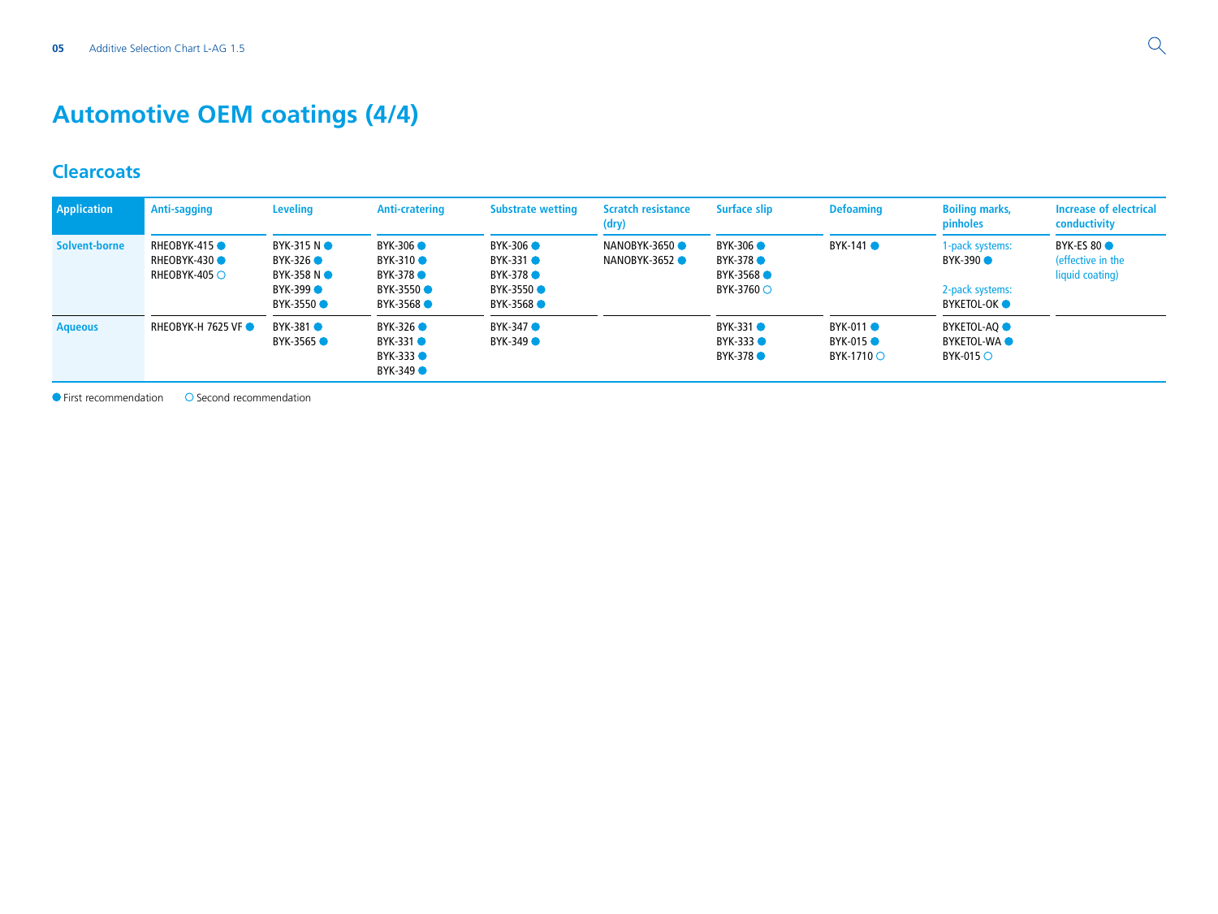# Automotive OEM coatings (4/4)

## Clearcoats

| Application | Anti-sagging | Leveling | Anti-cratering | Substrate wetting | Scratch resistance (dry) | Surface slip | Defoaming | Boiling marks, pinholes | Increase of electrical conductivity |
|---|---|---|---|---|---|---|---|---|---|
| Solvent-borne | RHEOBYK-415 ● <br> RHEOBYK-430 ● <br> RHEOBYK-405 ○ | BYK-315 N ● <br> BYK-326 ● <br> BYK-358 N ● <br> BYK-399 ● <br> BYK-3550 ● | BYK-306 ● <br> BYK-310 ● <br> BYK-378 ● <br> BYK-3550 ● <br> BYK-3568 ● | BYK-306 ● <br> BYK-331 ● <br> BYK-378 ● <br> BYK-3550 ● <br> BYK-3568 ● | NANOBYK-3650 ● <br> NANOBYK-3652 ● | BYK-306 ● <br> BYK-378 ● <br> BYK-3568 ● <br> BYK-3760 ○ | BYK-141 ● | 1-pack systems: <br> BYK-390 ● <br><br> 2-pack systems: <br> BYKETOL-OK ● | BYK-ES 80 ● <br> (effective in the liquid coating) |
| Aqueous | RHEOBYK-H 7625 VF ● | BYK-381 ● <br> BYK-3565 ● | BYK-326 ● <br> BYK-331 ● <br> BYK-333 ● <br> BYK-349 ● | BYK-347 ● <br> BYK-349 ● | | BYK-331 ● <br> BYK-333 ● <br> BYK-378 ● | BYK-011 ● <br> BYK-015 ● <br> BYK-1710 ○ | BYKETOL-AQ ● <br> BYKETOL-WA ● <br> BYK-015 ○ | |

● First recommendation ○ Second recommendation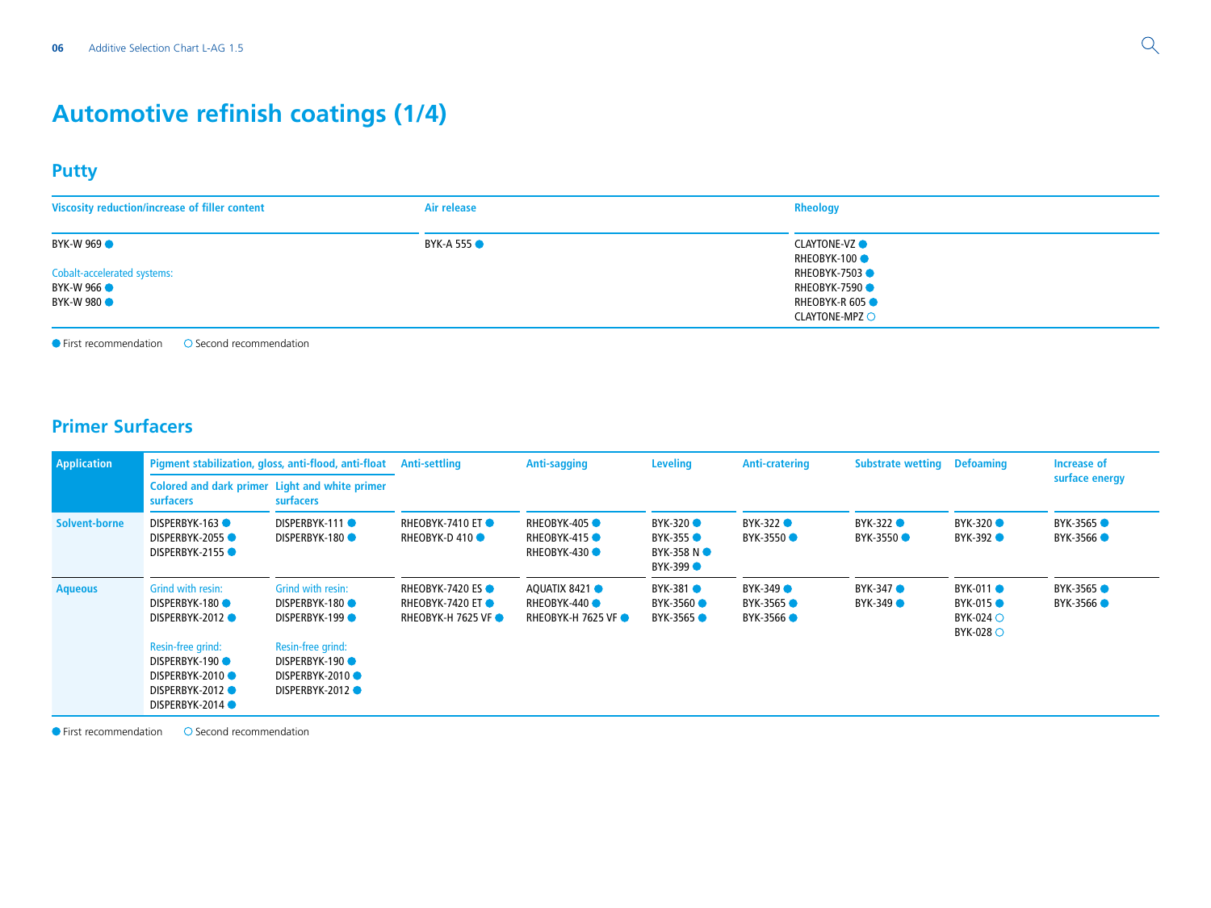# Automotive refinish coatings (1/4)

## Putty

| Viscosity reduction/increase of filler content | Air release | Rheology |
|---|---|---|
| BYK-W 969 ● <br> <br> Cobalt-accelerated systems: <br> BYK-W 966 ● <br> BYK-W 980 ● | BYK-A 555 ● | CLAYTONE-VZ ● <br> RHEOBYK-100 ● <br> RHEOBYK-7503 ● <br> RHEOBYK-7590 ● <br> RHEOBYK-R 605 ● <br> CLAYTONE-MPZ ○ |

● First recommendation ○ Second recommendation

## Primer Surfacers

| Application | Pigment stabilization, gloss, anti-flood, anti-float | | Anti-settling | Anti-sagging | Leveling | Anti-cratering | Substrate wetting | Defoaming | Increase of surface energy |
|---|---|---|---|---|---|---|---|---|---|
| | Colored and dark primer surfacers | Light and white primer surfacers | | | | | | | |
| Solvent-borne | DISPERBYK-163 ● <br> DISPERBYK-2055 ● <br> DISPERBYK-2155 ● | DISPERBYK-111 ● <br> DISPERBYK-180 ● | RHEOBYK-7410 ET ● <br> RHEOBYK-D 410 ● | RHEOBYK-405 ● <br> RHEOBYK-415 ● <br> RHEOBYK-430 ● | BYK-320 ● <br> BYK-355 ● <br> BYK-358 N ● <br> BYK-399 ● | BYK-322 ● <br> BYK-3550 ● | BYK-322 ● <br> BYK-3550 ● | BYK-320 ● <br> BYK-392 ● | BYK-3565 ● <br> BYK-3566 ● |
| Aqueous | Grind with resin: <br> DISPERBYK-180 ● <br> DISPERBYK-2012 ● <br> <br> Resin-free grind: <br> DISPERBYK-190 ● <br> DISPERBYK-2010 ● <br> DISPERBYK-2012 ● <br> DISPERBYK-2014 ● | Grind with resin: <br> DISPERBYK-180 ● <br> DISPERBYK-199 ● <br> <br> Resin-free grind: <br> DISPERBYK-190 ● <br> DISPERBYK-2010 ● <br> DISPERBYK-2012 ● | RHEOBYK-7420 ES ● <br> RHEOBYK-7420 ET ● <br> RHEOBYK-H 7625 VF ● | AQUATIX 8421 ● <br> RHEOBYK-440 ● <br> RHEOBYK-H 7625 VF ● | BYK-381 ● <br> BYK-3560 ● <br> BYK-3565 ● | BYK-349 ● <br> BYK-3565 ● <br> BYK-3566 ● | BYK-347 ● <br> BYK-349 ● | BYK-011 ● <br> BYK-015 ● <br> BYK-024 ○ <br> BYK-028 ○ | BYK-3565 ● <br> BYK-3566 ● |

● First recommendation ○ Second recommendation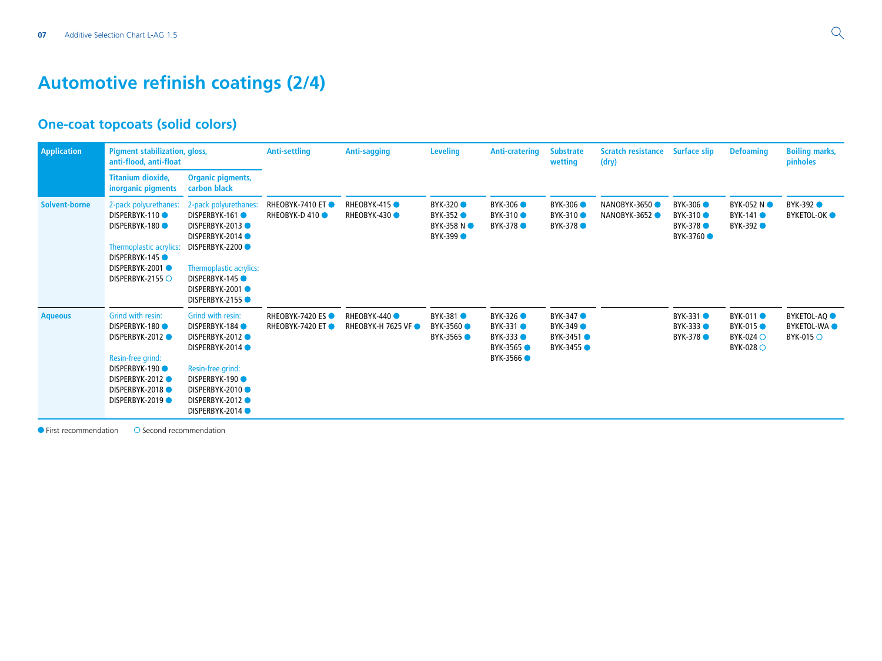# Automotive refinish coatings (2/4)

## One-coat topcoats (solid colors)

| Application | Pigment stabilization, gloss, anti-flood, anti-float | | Anti-settling | Anti-sagging | Leveling | Anti-cratering | Substrate wetting | Scratch resistance (dry) | Surface slip | Defoaming | Boiling marks, pinholes |
|---|---|---|---|---|---|---|---|---|---|---|---|
| | Titanium dioxide, inorganic pigments | Organic pigments, carbon black | | | | | | | | | |
| **Solvent-borne** | 2-pack polyurethanes: DISPERBYK-110 ● DISPERBYK-180 ● Thermoplastic acrylics: DISPERBYK-145 ● DISPERBYK-2001 ● DISPERBYK-2155 ○ | 2-pack polyurethanes: DISPERBYK-161 ● DISPERBYK-2013 ● DISPERBYK-2014 ● DISPERBYK-2200 ● Thermoplastic acrylics: DISPERBYK-145 ● DISPERBYK-2001 ● DISPERBYK-2155 ● | RHEOBYK-7410 ET ● RHEOBYK-D 410 ● | RHEOBYK-415 ● RHEOBYK-430 ● | BYK-320 ● BYK-352 ● BYK-358 N ● BYK-399 ● | BYK-306 ● BYK-310 ● BYK-378 ● | BYK-306 ● BYK-310 ● BYK-378 ● | NANOBYK-3650 ● NANOBYK-3652 ● | BYK-306 ● BYK-310 ● BYK-378 ● BYK-3760 ● | BYK-052 N ● BYK-141 ● BYK-392 ● | BYK-392 ● BYKETOL-OK ● |
| **Aqueous** | Grind with resin: DISPERBYK-180 ● DISPERBYK-2012 ● Resin-free grind: DISPERBYK-190 ● DISPERBYK-2012 ● DISPERBYK-2018 ● DISPERBYK-2019 ● | Grind with resin: DISPERBYK-184 ● DISPERBYK-2012 ● DISPERBYK-2014 ● Resin-free grind: DISPERBYK-190 ● DISPERBYK-2010 ● DISPERBYK-2012 ● DISPERBYK-2014 ● | RHEOBYK-7420 ES ● RHEOBYK-7420 ET ● | RHEOBYK-440 ● RHEOBYK-H 7625 VF ● | BYK-381 ● BYK-3560 ● BYK-3565 ● | BYK-326 ● BYK-331 ● BYK-333 ● BYK-3565 ● BYK-3566 ● | BYK-347 ● BYK-349 ● BYK-3451 ● BYK-3455 ● | | BYK-331 ● BYK-333 ● BYK-378 ● | BYK-011 ● BYK-015 ● BYK-024 ○ BYK-028 ○ | BYKETOL-AQ ● BYKETOL-WA ● BYK-015 ○ |

● First recommendation ○ Second recommendation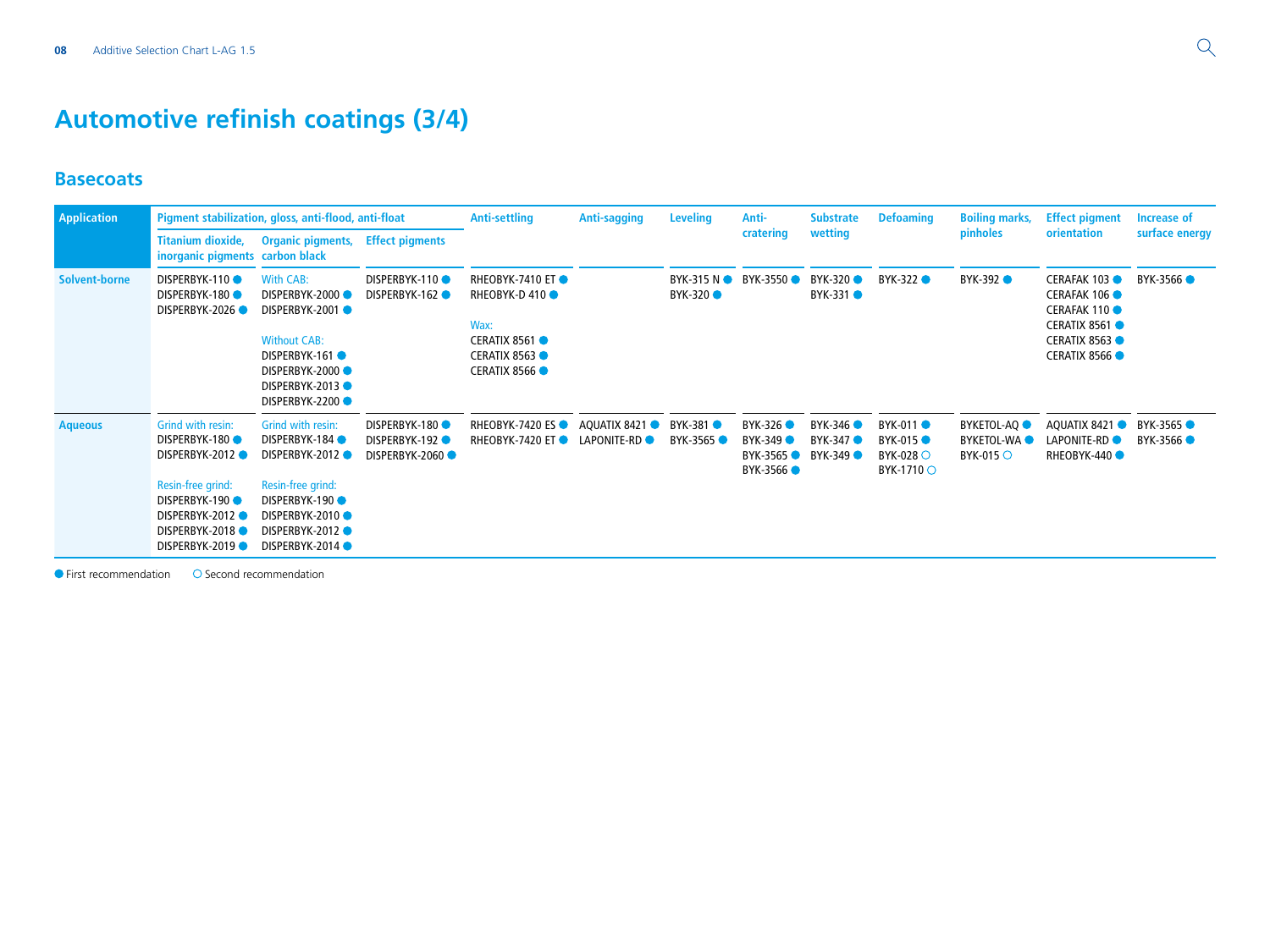# Automotive refinish coatings (3/4)

## Basecoats

| Application | Pigment stabilization, gloss, anti-flood, anti-float | | | Anti-settling | Anti-sagging | Leveling | Anti-cratering | Substrate wetting | Defoaming | Boiling marks, pinholes | Effect pigment orientation | Increase of surface energy |
|---|---|---|---|---|---|---|---|---|---|---|---|---|
| | Titanium dioxide, inorganic pigments | Organic pigments, carbon black | Effect pigments | | | | | | | | | |
| **Solvent-borne** | DISPERBYK-110 ●<br>DISPERBYK-180 ●<br>DISPERBYK-2026 ● | With CAB:<br>DISPERBYK-2000 ●<br>DISPERBYK-2001 ●<br><br>Without CAB:<br>DISPERBYK-161 ●<br>DISPERBYK-2000 ●<br>DISPERBYK-2013 ●<br>DISPERBYK-2200 ● | DISPERBYK-110 ●<br>DISPERBYK-162 ● | RHEOBYK-7410 ET ●<br>RHEOBYK-D 410 ●<br><br>Wax:<br>CERATIX 8561 ●<br>CERATIX 8563 ●<br>CERATIX 8566 ● | | BYK-315 N ●<br>BYK-320 ● | BYK-3550 ● | BYK-320 ●<br>BYK-331 ● | BYK-322 ● | BYK-392 ● | CERAFAK 103 ●<br>CERAFAK 106 ●<br>CERAFAK 110 ●<br>CERATIX 8561 ●<br>CERATIX 8563 ●<br>CERATIX 8566 ● | BYK-3566 ● |
| **Aqueous** | Grind with resin:<br>DISPERBYK-180 ●<br>DISPERBYK-2012 ●<br><br>Resin-free grind:<br>DISPERBYK-190 ●<br>DISPERBYK-2012 ●<br>DISPERBYK-2018 ●<br>DISPERBYK-2019 ● | Grind with resin:<br>DISPERBYK-184 ●<br>DISPERBYK-2012 ●<br><br>Resin-free grind:<br>DISPERBYK-190 ●<br>DISPERBYK-2010 ●<br>DISPERBYK-2012 ●<br>DISPERBYK-2014 ● | DISPERBYK-180 ●<br>DISPERBYK-192 ●<br>DISPERBYK-2060 ● | RHEOBYK-7420 ES ●<br>RHEOBYK-7420 ET ● | AQUATIX 8421 ●<br>LAPONITE-RD ● | BYK-381 ●<br>BYK-3565 ● | BYK-326 ●<br>BYK-349 ●<br>BYK-3565 ●<br>BYK-3566 ● | BYK-346 ●<br>BYK-347 ●<br>BYK-349 ● | BYK-011 ●<br>BYK-015 ●<br>BYK-028 ○<br>BYK-1710 ○ | BYKETOL-AQ ●<br>BYKETOL-WA ●<br>BYK-015 ○ | AQUATIX 8421 ●<br>LAPONITE-RD ●<br>RHEOBYK-440 ● | BYK-3565 ●<br>BYK-3566 ● |

● First recommendation ○ Second recommendation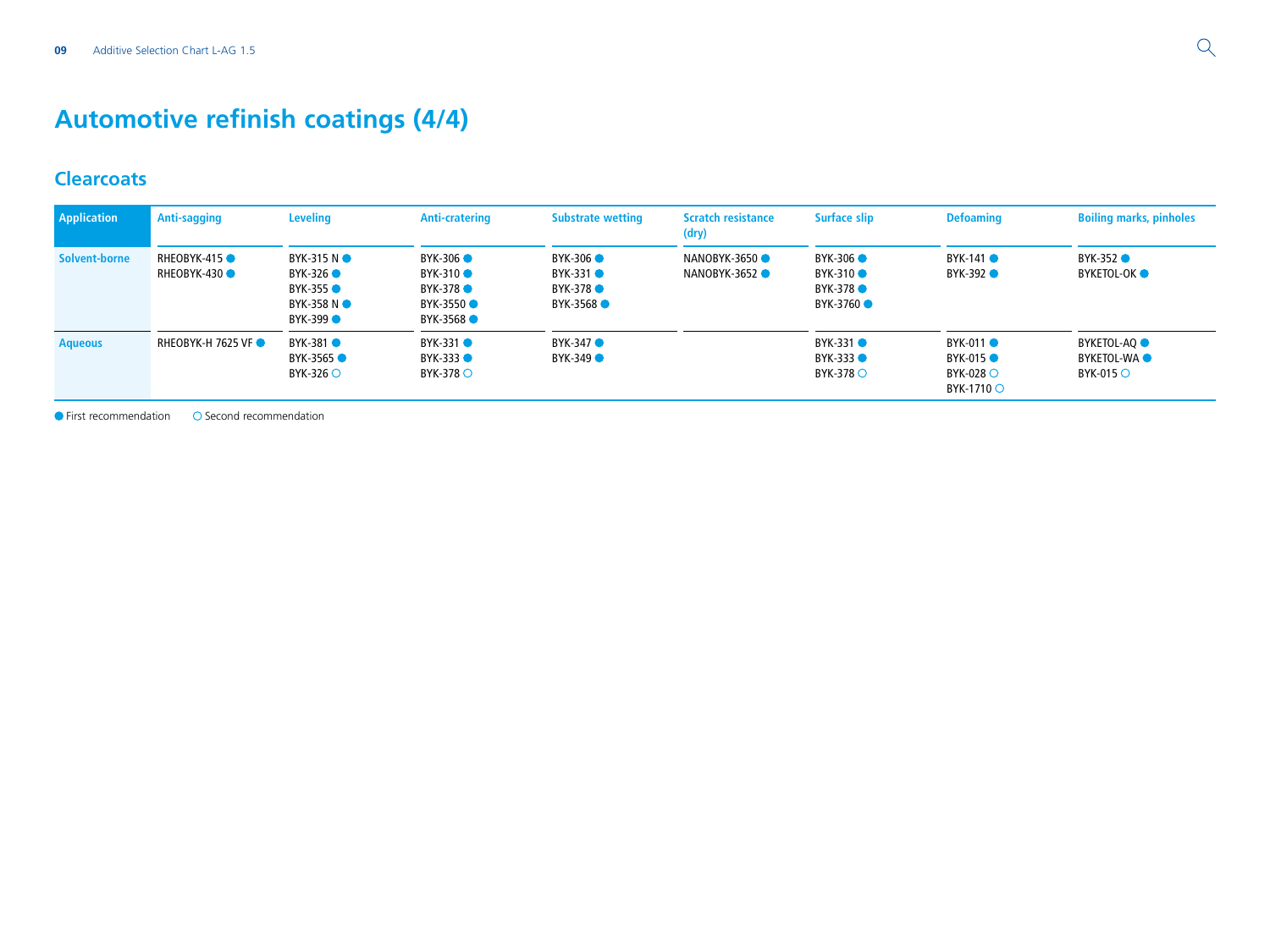# Automotive refinish coatings (4/4)

## Clearcoats

| Application | Anti-sagging | Leveling | Anti-cratering | Substrate wetting | Scratch resistance (dry) | Surface slip | Defoaming | Boiling marks, pinholes |
|---|---|---|---|---|---|---|---|---|
| Solvent-borne | RHEOBYK-415 ● <br> RHEOBYK-430 ● | BYK-315 N ● <br> BYK-326 ● <br> BYK-355 ● <br> BYK-358 N ● <br> BYK-399 ● | BYK-306 ● <br> BYK-310 ● <br> BYK-378 ● <br> BYK-3550 ● <br> BYK-3568 ● | BYK-306 ● <br> BYK-331 ● <br> BYK-378 ● <br> BYK-3568 ● | NANOBYK-3650 ● <br> NANOBYK-3652 ● | BYK-306 ● <br> BYK-310 ● <br> BYK-378 ● <br> BYK-3760 ● | BYK-141 ● <br> BYK-392 ● | BYK-352 ● <br> BYKETOL-OK ● |
| Aqueous | RHEOBYK-H 7625 VF ● | BYK-381 ● <br> BYK-3565 ● <br> BYK-326 ○ | BYK-331 ● <br> BYK-333 ● <br> BYK-378 ○ | BYK-347 ● <br> BYK-349 ● | | BYK-331 ● <br> BYK-333 ● <br> BYK-378 ○ | BYK-011 ● <br> BYK-015 ● <br> BYK-028 ○ <br> BYK-1710 ○ | BYKETOL-AQ ● <br> BYKETOL-WA ● <br> BYK-015 ○ |

● First recommendation ○ Second recommendation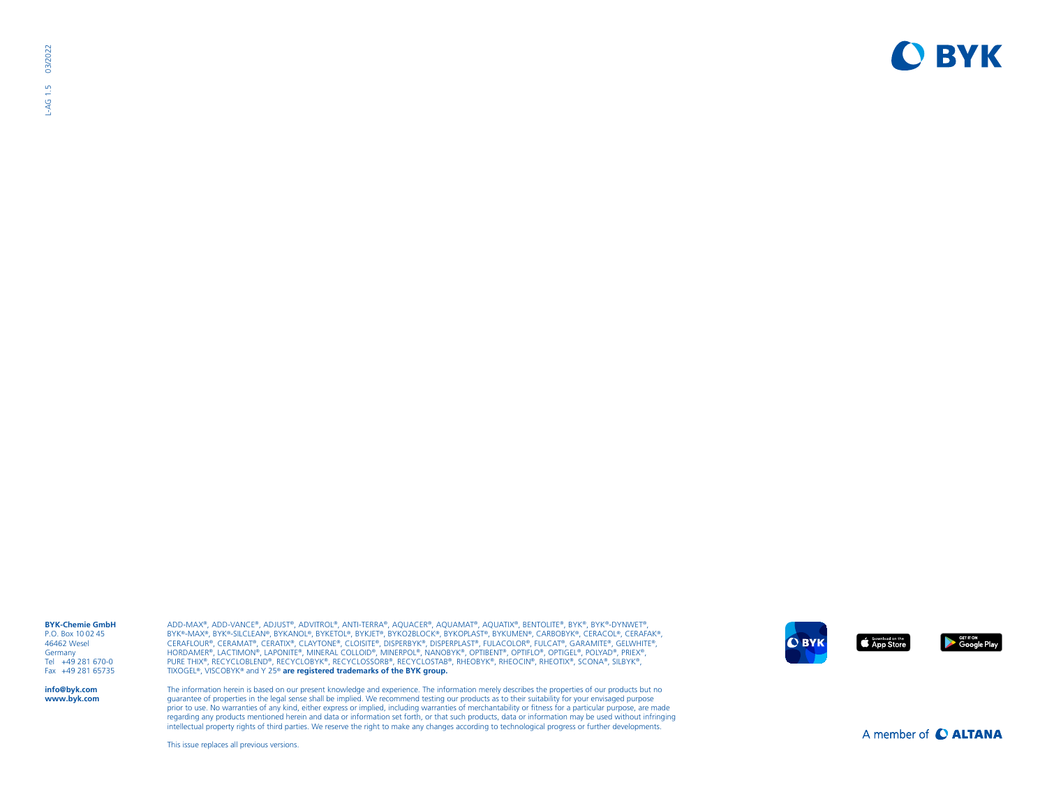L-AG 1.5 03/2022

BYK

**BYK-Chemie GmbH**
P.O. Box 10 02 45
46462 Wesel
Germany
Tel +49 281 670-0
Fax +49 281 65735

**info@byk.com**
**www.byk.com**

ADD-MAX®, ADD-VANCE®, ADJUST®, ADVITROL®, ANTI-TERRA®, AQUACER®, AQUAMAT®, AQUATIX®, BENTOLITE®, BYK®, BYK®-DYNWET®, BYK®-MAX®, BYK®-SILCLEAN®, BYKANOL®, BYKETOL®, BYKJET®, BYKO2BLOCK®, BYKOPLAST®, BYKUMEN®, CARBOBYK®, CERACOL®, CERAFAK®, CERAFLOUR®, CERAMAT®, CERATIX®, CLAYTONE®, CLOISITE®, DISPERBYK®, DISPERPLAST®, FULACOLOR®, FULCAT®, GARAMITE®, GELWHITE®, HORDAMER®, LACTIMON®, LAPONITE®, MINERAL COLLOID®, MINERPOL®, NANOBYK®, OPTIBENT®, OPTIFLO®, OPTIGEL®, POLYAD®, PRIEX®, PURE THIX®, RECYCLOBLEND®, RECYCLOBYK®, RECYCLOSSORB®, RECYCLOSTAB®, RHEOBYK®, RHEOCIN®, RHEOTIX®, SCONA®, SILBYK®, TIXOGEL®, VISCOBYK® and Y 25® **are registered trademarks of the BYK group.**

The information herein is based on our present knowledge and experience. The information merely describes the properties of our products but no guarantee of properties in the legal sense shall be implied. We recommend testing our products as to their suitability for your envisaged purpose prior to use. No warranties of any kind, either express or implied, including warranties of merchantability or fitness for a particular purpose, are made regarding any products mentioned herein and data or information set forth, or that such products, data or information may be used without infringing intellectual property rights of third parties. We reserve the right to make any changes according to technological progress or further developments.

This issue replaces all previous versions.

BYK

Download on the App Store

GET IT ON Google Play

A member of ALTANA